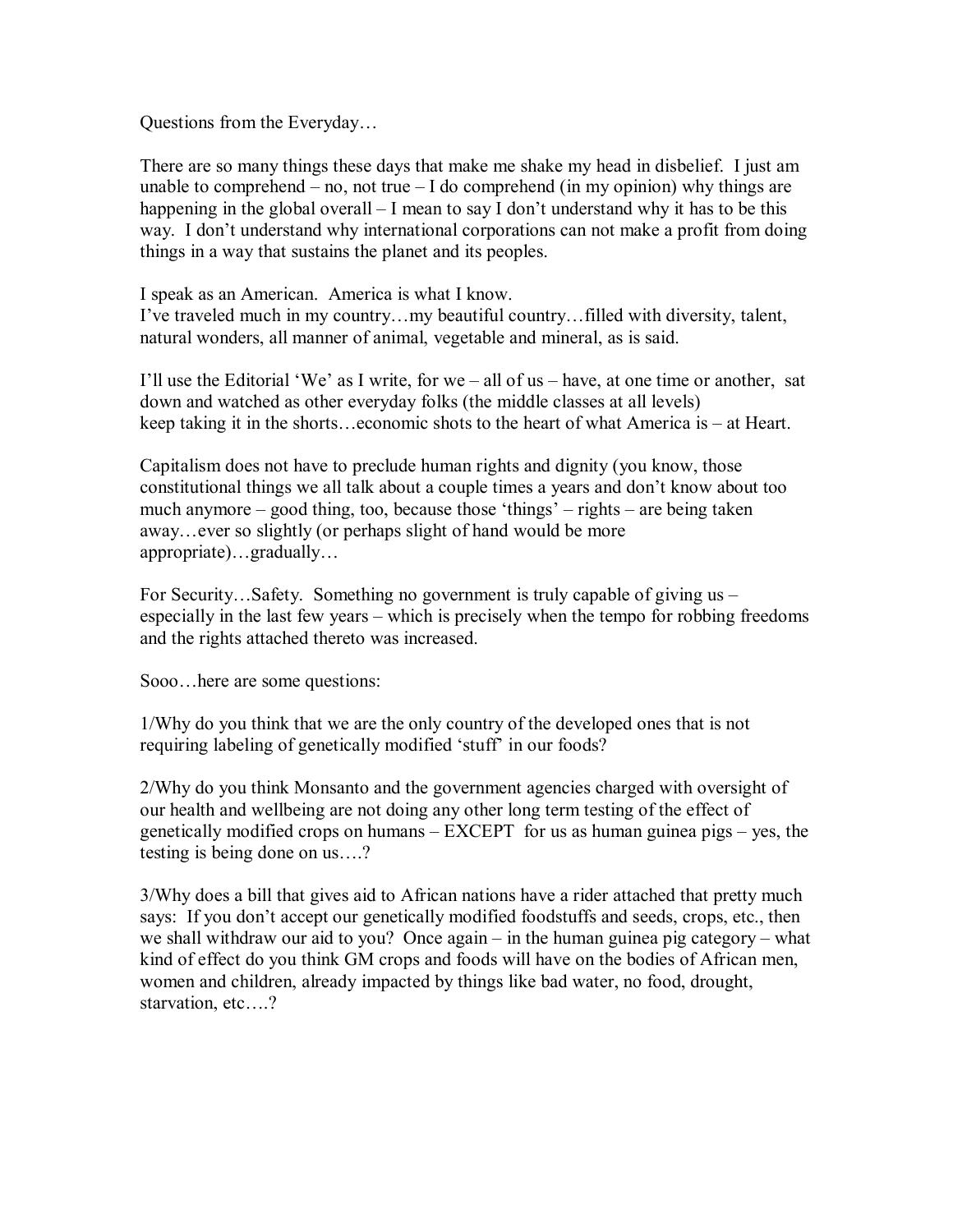Questions from the Everyday…

There are so many things these days that make me shake my head in disbelief. I just am unable to comprehend – no, not true – I do comprehend (in my opinion) why things are happening in the global overall – I mean to say I don't understand why it has to be this way. I don't understand why international corporations can not make a profit from doing things in a way that sustains the planet and its peoples.

I speak as an American. America is what I know.
I've traveled much in my country…my beautiful country…filled with diversity, talent, natural wonders, all manner of animal, vegetable and mineral, as is said.

I'll use the Editorial 'We' as I write, for we – all of us – have, at one time or another, sat down and watched as other everyday folks (the middle classes at all levels) keep taking it in the shorts…economic shots to the heart of what America is – at Heart.

Capitalism does not have to preclude human rights and dignity (you know, those constitutional things we all talk about a couple times a years and don't know about too much anymore – good thing, too, because those 'things' – rights – are being taken away…ever so slightly (or perhaps slight of hand would be more appropriate)…gradually…

For Security…Safety. Something no government is truly capable of giving us – especially in the last few years – which is precisely when the tempo for robbing freedoms and the rights attached thereto was increased.

Sooo…here are some questions:

1/Why do you think that we are the only country of the developed ones that is not requiring labeling of genetically modified 'stuff' in our foods?

2/Why do you think Monsanto and the government agencies charged with oversight of our health and wellbeing are not doing any other long term testing of the effect of genetically modified crops on humans – EXCEPT for us as human guinea pigs – yes, the testing is being done on us….?

3/Why does a bill that gives aid to African nations have a rider attached that pretty much says: If you don't accept our genetically modified foodstuffs and seeds, crops, etc., then we shall withdraw our aid to you? Once again – in the human guinea pig category – what kind of effect do you think GM crops and foods will have on the bodies of African men, women and children, already impacted by things like bad water, no food, drought, starvation, etc….?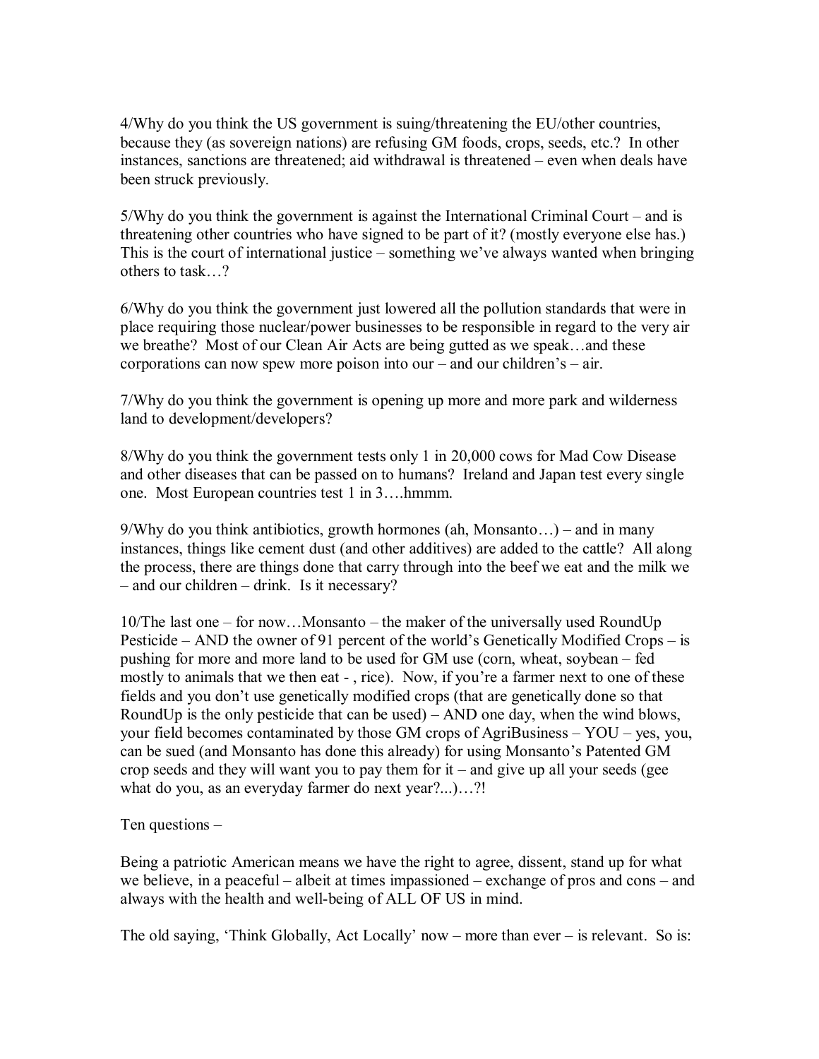4/Why do you think the US government is suing/threatening the EU/other countries, because they (as sovereign nations) are refusing GM foods, crops, seeds, etc.? In other instances, sanctions are threatened; aid withdrawal is threatened – even when deals have been struck previously.

5/Why do you think the government is against the International Criminal Court – and is threatening other countries who have signed to be part of it? (mostly everyone else has.) This is the court of international justice – something we've always wanted when bringing others to task…?

6/Why do you think the government just lowered all the pollution standards that were in place requiring those nuclear/power businesses to be responsible in regard to the very air we breathe? Most of our Clean Air Acts are being gutted as we speak…and these corporations can now spew more poison into our – and our children's – air.

7/Why do you think the government is opening up more and more park and wilderness land to development/developers?

8/Why do you think the government tests only 1 in 20,000 cows for Mad Cow Disease and other diseases that can be passed on to humans? Ireland and Japan test every single one. Most European countries test 1 in 3….hmmm.

9/Why do you think antibiotics, growth hormones (ah, Monsanto…) – and in many instances, things like cement dust (and other additives) are added to the cattle? All along the process, there are things done that carry through into the beef we eat and the milk we – and our children – drink. Is it necessary?

10/The last one – for now…Monsanto – the maker of the universally used RoundUp Pesticide – AND the owner of 91 percent of the world's Genetically Modified Crops – is pushing for more and more land to be used for GM use (corn, wheat, soybean – fed mostly to animals that we then eat - , rice). Now, if you're a farmer next to one of these fields and you don't use genetically modified crops (that are genetically done so that RoundUp is the only pesticide that can be used) – AND one day, when the wind blows, your field becomes contaminated by those GM crops of AgriBusiness – YOU – yes, you, can be sued (and Monsanto has done this already) for using Monsanto's Patented GM crop seeds and they will want you to pay them for it – and give up all your seeds (gee what do you, as an everyday farmer do next year?...)…?!

Ten questions –

Being a patriotic American means we have the right to agree, dissent, stand up for what we believe, in a peaceful – albeit at times impassioned – exchange of pros and cons – and always with the health and well-being of ALL OF US in mind.

The old saying, 'Think Globally, Act Locally' now – more than ever – is relevant. So is: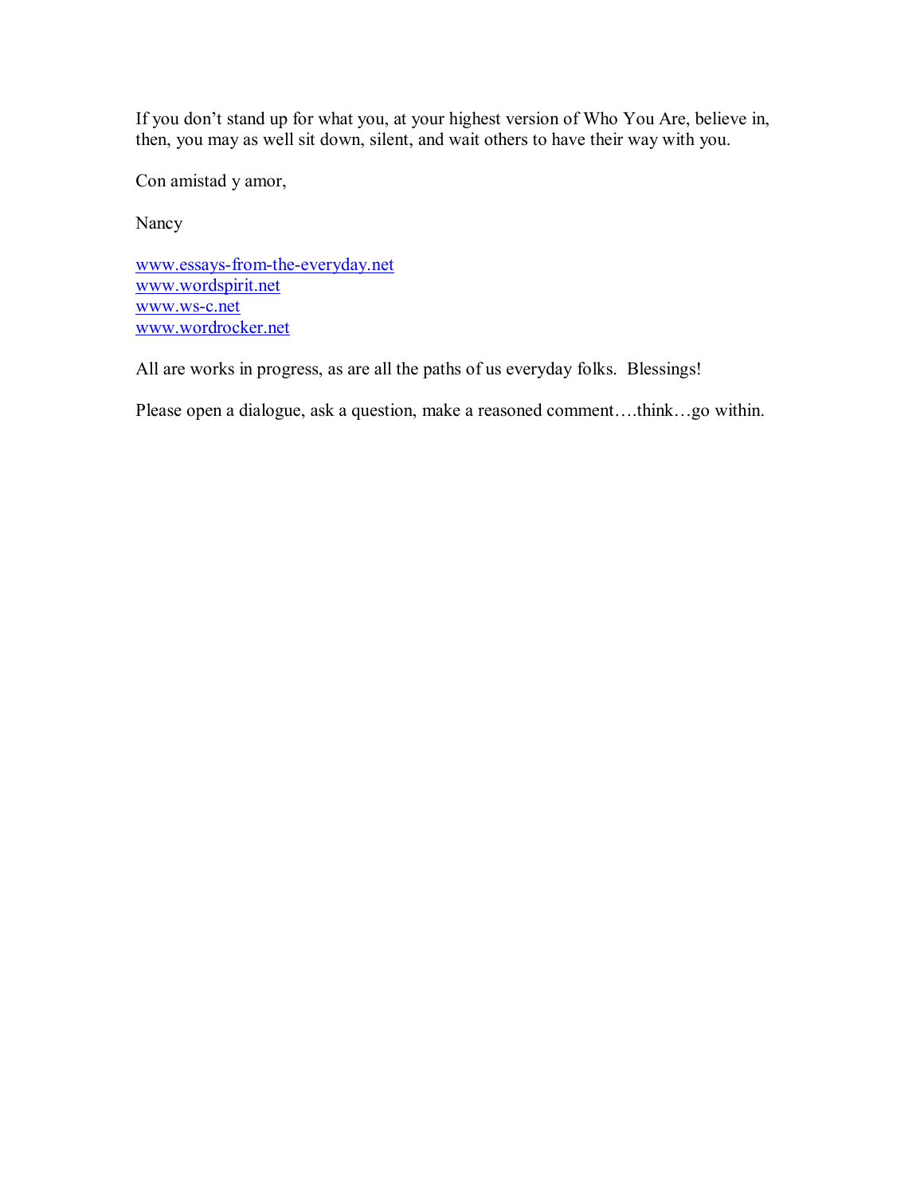If you don't stand up for what you, at your highest version of Who You Are, believe in, then, you may as well sit down, silent, and wait others to have their way with you.

Con amistad y amor,

Nancy

www.essays-from-the-everyday.net
www.wordspirit.net
www.ws-c.net
www.wordrocker.net

All are works in progress, as are all the paths of us everyday folks. Blessings!

Please open a dialogue, ask a question, make a reasoned comment….think…go within.